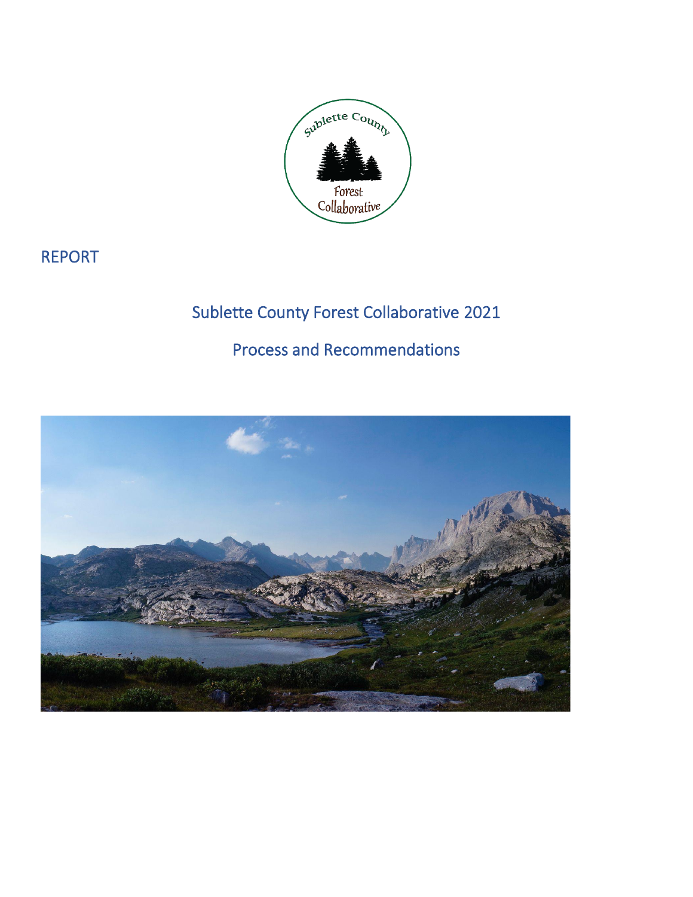REPORT

# Sublette County Forest Collaborative 2021

## Process and Recommendations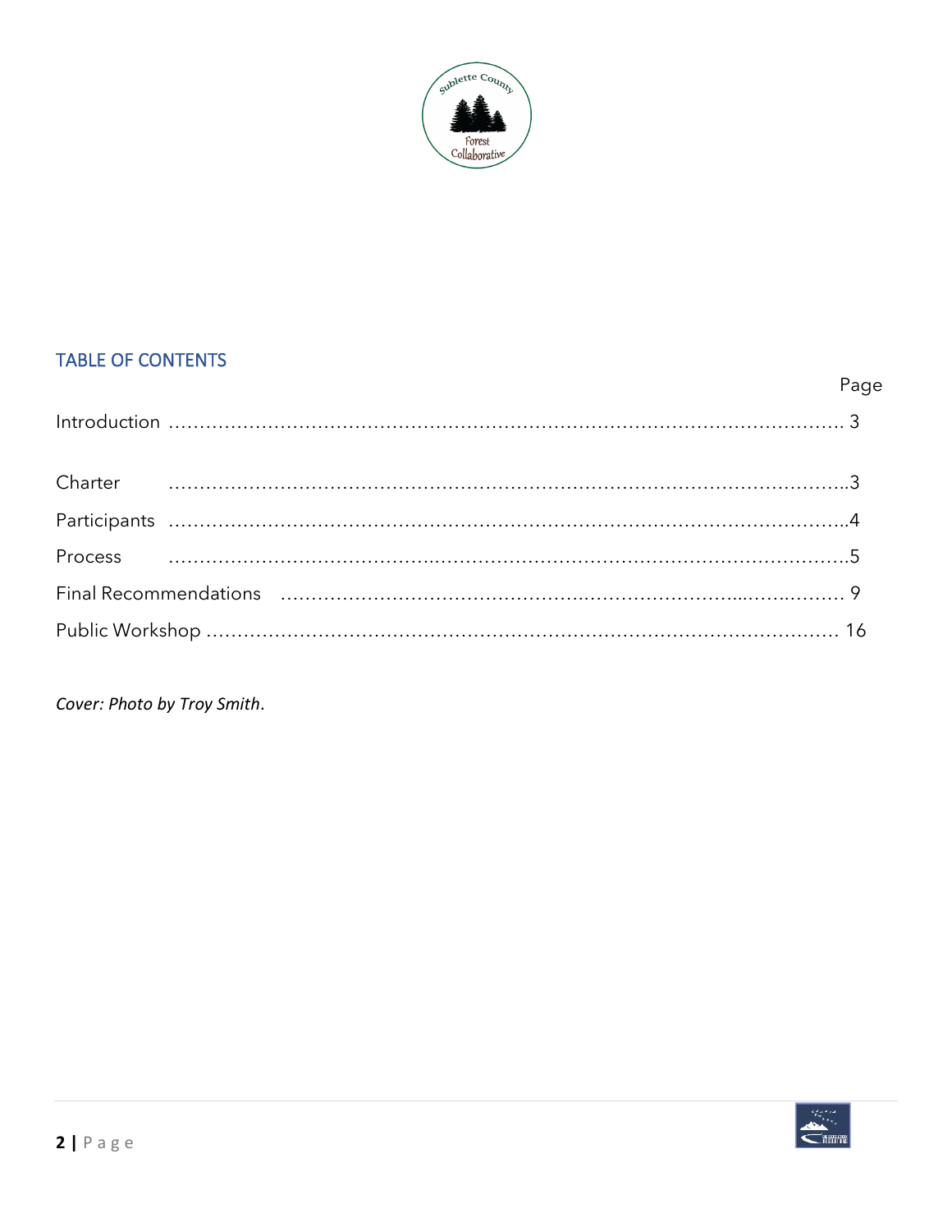## TABLE OF CONTENTS

| | Page |
|---|---|
| Introduction | 3 |
| Charter | 3 |
| Participants | 4 |
| Process | 5 |
| Final Recommendations | 9 |
| Public Workshop | 16 |

*Cover: Photo by Troy Smith*.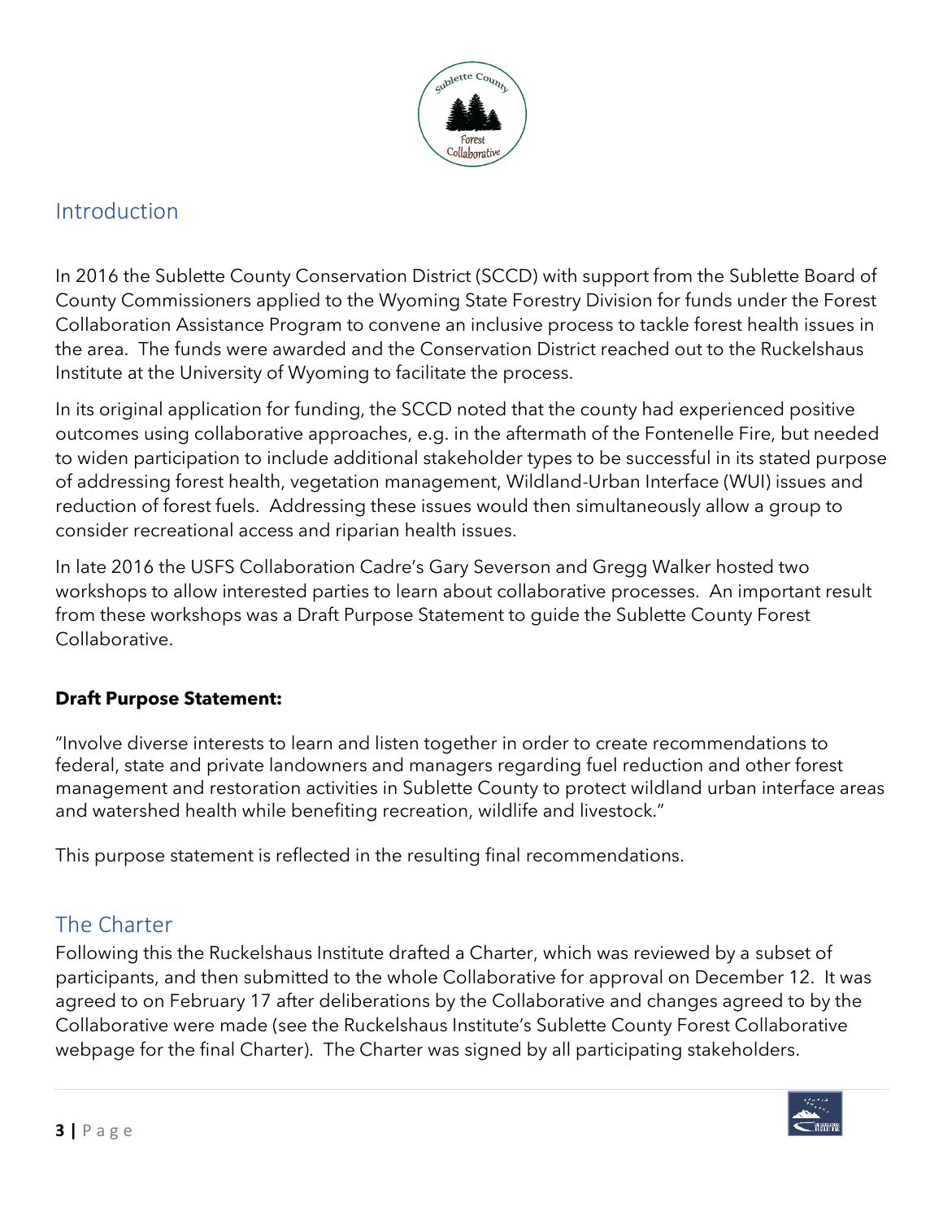## Introduction

In 2016 the Sublette County Conservation District (SCCD) with support from the Sublette Board of County Commissioners applied to the Wyoming State Forestry Division for funds under the Forest Collaboration Assistance Program to convene an inclusive process to tackle forest health issues in the area. The funds were awarded and the Conservation District reached out to the Ruckelshaus Institute at the University of Wyoming to facilitate the process.

In its original application for funding, the SCCD noted that the county had experienced positive outcomes using collaborative approaches, e.g. in the aftermath of the Fontenelle Fire, but needed to widen participation to include additional stakeholder types to be successful in its stated purpose of addressing forest health, vegetation management, Wildland-Urban Interface (WUI) issues and reduction of forest fuels. Addressing these issues would then simultaneously allow a group to consider recreational access and riparian health issues.

In late 2016 the USFS Collaboration Cadre's Gary Severson and Gregg Walker hosted two workshops to allow interested parties to learn about collaborative processes. An important result from these workshops was a Draft Purpose Statement to guide the Sublette County Forest Collaborative.

**Draft Purpose Statement:**

"Involve diverse interests to learn and listen together in order to create recommendations to federal, state and private landowners and managers regarding fuel reduction and other forest management and restoration activities in Sublette County to protect wildland urban interface areas and watershed health while benefiting recreation, wildlife and livestock."

This purpose statement is reflected in the resulting final recommendations.

## The Charter

Following this the Ruckelshaus Institute drafted a Charter, which was reviewed by a subset of participants, and then submitted to the whole Collaborative for approval on December 12. It was agreed to on February 17 after deliberations by the Collaborative and changes agreed to by the Collaborative were made (see the Ruckelshaus Institute's Sublette County Forest Collaborative webpage for the final Charter). The Charter was signed by all participating stakeholders.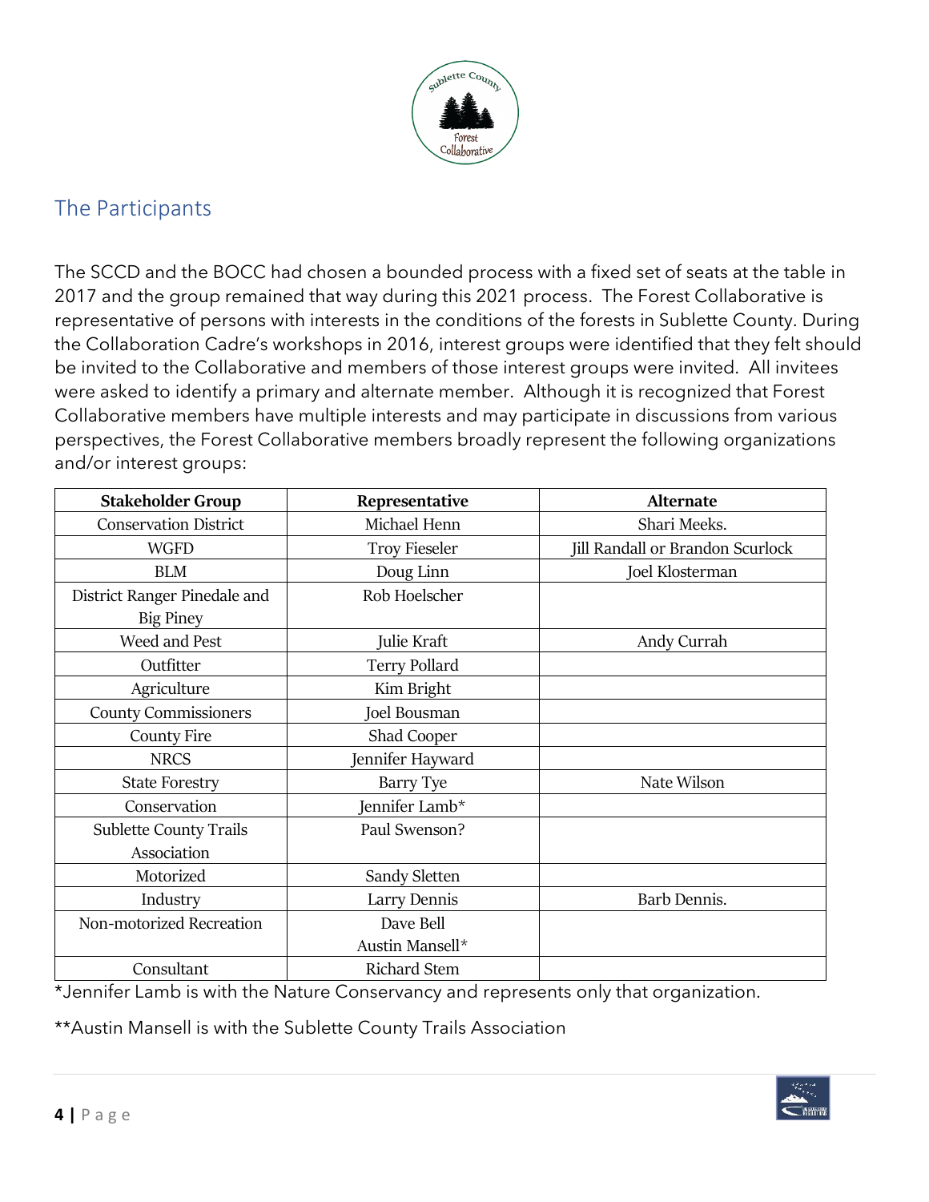## The Participants

The SCCD and the BOCC had chosen a bounded process with a fixed set of seats at the table in 2017 and the group remained that way during this 2021 process. The Forest Collaborative is representative of persons with interests in the conditions of the forests in Sublette County. During the Collaboration Cadre's workshops in 2016, interest groups were identified that they felt should be invited to the Collaborative and members of those interest groups were invited. All invitees were asked to identify a primary and alternate member. Although it is recognized that Forest Collaborative members have multiple interests and may participate in discussions from various perspectives, the Forest Collaborative members broadly represent the following organizations and/or interest groups:

| Stakeholder Group | Representative | Alternate |
|---|---|---|
| Conservation District | Michael Henn | Shari Meeks. |
| WGFD | Troy Fieseler | Jill Randall or Brandon Scurlock |
| BLM | Doug Linn | Joel Klosterman |
| District Ranger Pinedale and Big Piney | Rob Hoelscher | |
| Weed and Pest | Julie Kraft | Andy Currah |
| Outfitter | Terry Pollard | |
| Agriculture | Kim Bright | |
| County Commissioners | Joel Bousman | |
| County Fire | Shad Cooper | |
| NRCS | Jennifer Hayward | |
| State Forestry | Barry Tye | Nate Wilson |
| Conservation | Jennifer Lamb* | |
| Sublette County Trails Association | Paul Swenson? | |
| Motorized | Sandy Sletten | |
| Industry | Larry Dennis | Barb Dennis. |
| Non-motorized Recreation | Dave Bell<br>Austin Mansell* | |
| Consultant | Richard Stem | |

*Jennifer Lamb is with the Nature Conservancy and represents only that organization.

**Austin Mansell is with the Sublette County Trails Association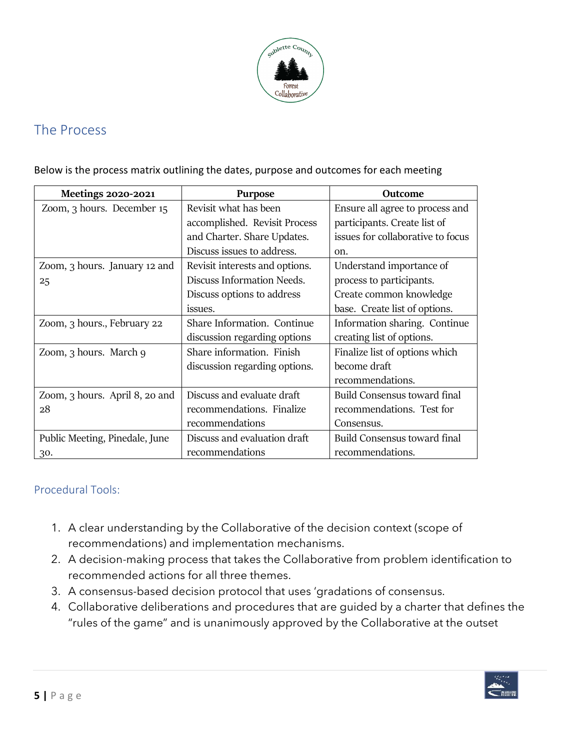## The Process

Below is the process matrix outlining the dates, purpose and outcomes for each meeting

| Meetings 2020-2021 | Purpose | Outcome |
|---|---|---|
| Zoom, 3 hours. December 15 | Revisit what has been accomplished. Revisit Process and Charter. Share Updates. Discuss issues to address. | Ensure all agree to process and participants. Create list of issues for collaborative to focus on. |
| Zoom, 3 hours. January 12 and 25 | Revisit interests and options. Discuss Information Needs. Discuss options to address issues. | Understand importance of process to participants. Create common knowledge base. Create list of options. |
| Zoom, 3 hours., February 22 | Share Information. Continue discussion regarding options | Information sharing. Continue creating list of options. |
| Zoom, 3 hours. March 9 | Share information. Finish discussion regarding options. | Finalize list of options which become draft recommendations. |
| Zoom, 3 hours. April 8, 20 and 28 | Discuss and evaluate draft recommendations. Finalize recommendations | Build Consensus toward final recommendations. Test for Consensus. |
| Public Meeting, Pinedale, June 30. | Discuss and evaluation draft recommendations | Build Consensus toward final recommendations. |

### Procedural Tools:

1. A clear understanding by the Collaborative of the decision context (scope of recommendations) and implementation mechanisms.
2. A decision-making process that takes the Collaborative from problem identification to recommended actions for all three themes.
3. A consensus-based decision protocol that uses 'gradations of consensus.
4. Collaborative deliberations and procedures that are guided by a charter that defines the "rules of the game" and is unanimously approved by the Collaborative at the outset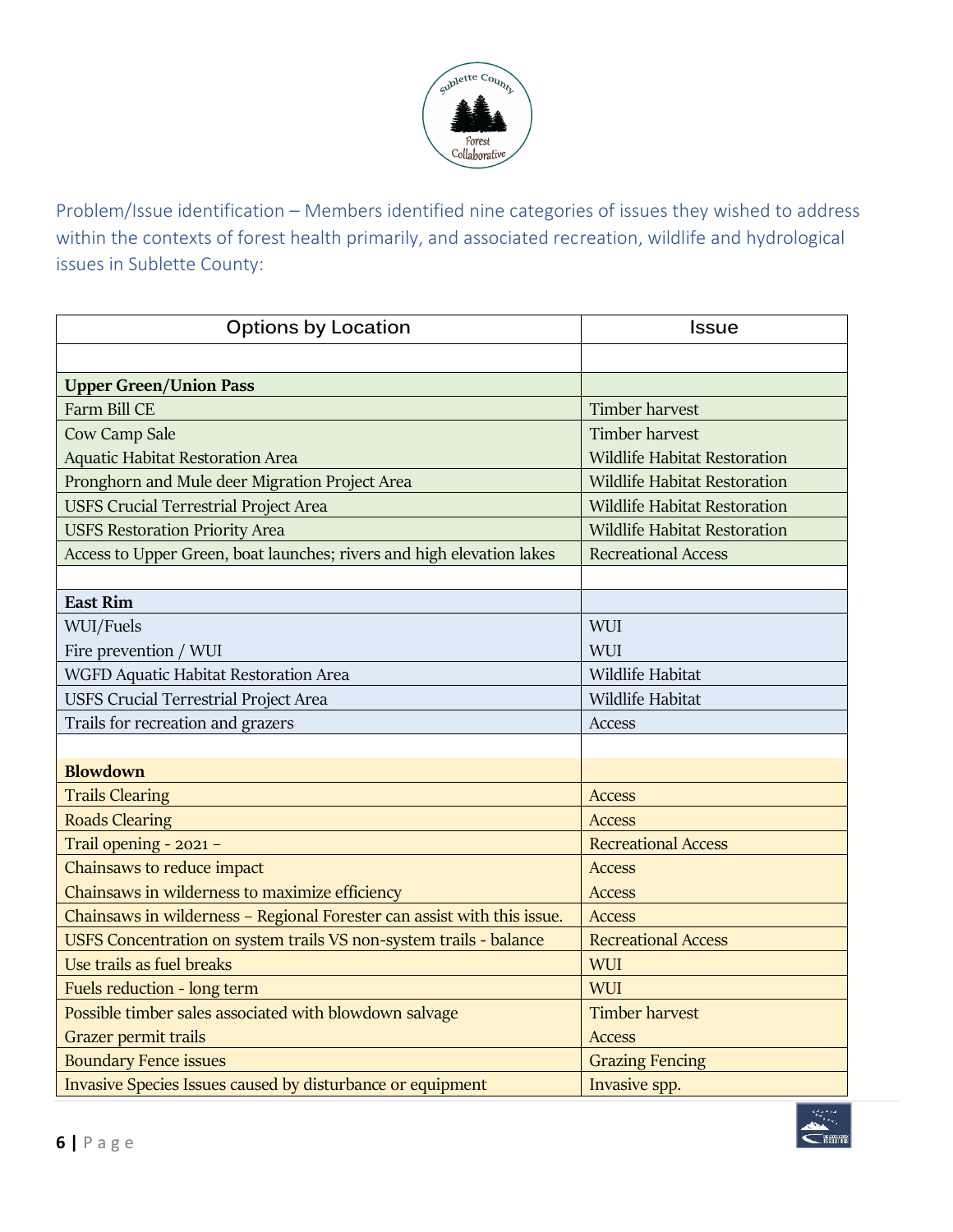Problem/Issue identification – Members identified nine categories of issues they wished to address within the contexts of forest health primarily, and associated recreation, wildlife and hydrological issues in Sublette County:

| Options by Location | Issue |
|---|---|
| | |
| **Upper Green/Union Pass** | |
| Farm Bill CE | Timber harvest |
| Cow Camp Sale | Timber harvest |
| Aquatic Habitat Restoration Area | Wildlife Habitat Restoration |
| Pronghorn and Mule deer Migration Project Area | Wildlife Habitat Restoration |
| USFS Crucial Terrestrial Project Area | Wildlife Habitat Restoration |
| USFS Restoration Priority Area | Wildlife Habitat Restoration |
| Access to Upper Green, boat launches; rivers and high elevation lakes | Recreational Access |
| | |
| **East Rim** | |
| WUI/Fuels | WUI |
| Fire prevention / WUI | WUI |
| WGFD Aquatic Habitat Restoration Area | Wildlife Habitat |
| USFS Crucial Terrestrial Project Area | Wildlife Habitat |
| Trails for recreation and grazers | Access |
| | |
| **Blowdown** | |
| Trails Clearing | Access |
| Roads Clearing | Access |
| Trail opening - 2021 – | Recreational Access |
| Chainsaws to reduce impact | Access |
| Chainsaws in wilderness to maximize efficiency | Access |
| Chainsaws in wilderness – Regional Forester can assist with this issue. | Access |
| USFS Concentration on system trails VS non-system trails - balance | Recreational Access |
| Use trails as fuel breaks | WUI |
| Fuels reduction - long term | WUI |
| Possible timber sales associated with blowdown salvage | Timber harvest |
| Grazer permit trails | Access |
| Boundary Fence issues | Grazing Fencing |
| Invasive Species Issues caused by disturbance or equipment | Invasive spp. |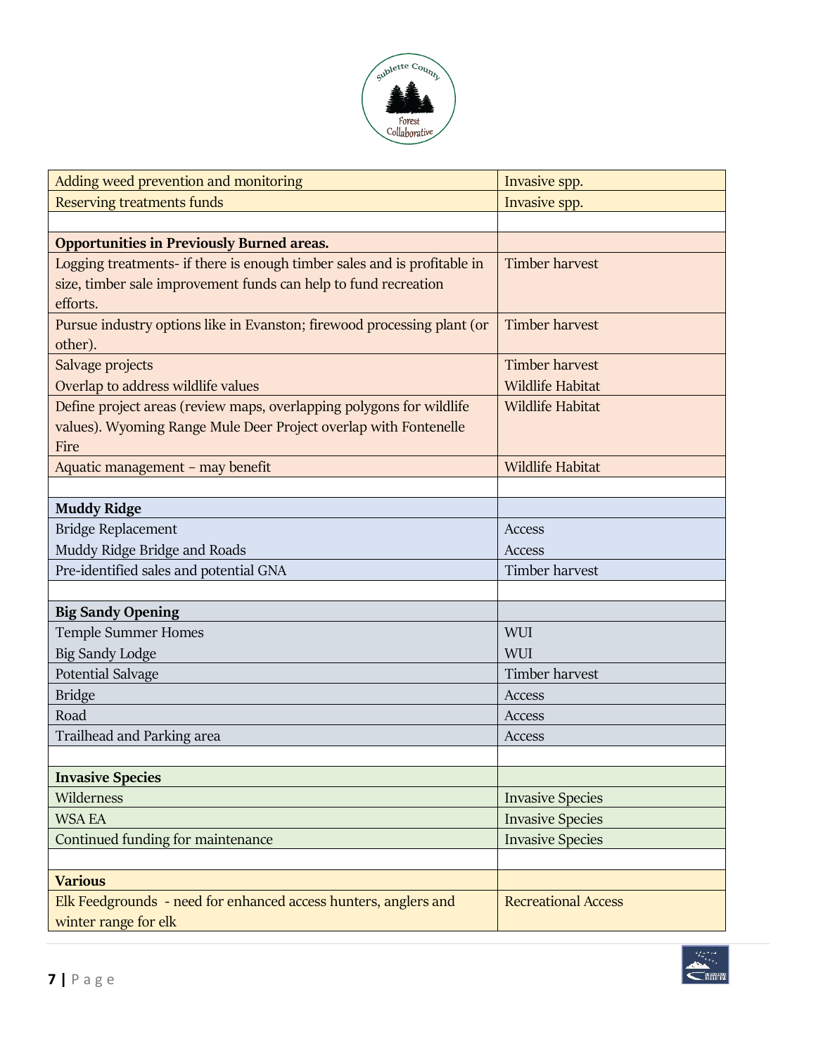| | |
|---|---|
| Adding weed prevention and monitoring | Invasive spp. |
| Reserving treatments funds | Invasive spp. |
| | |
| **Opportunities in Previously Burned areas.** | |
| Logging treatments- if there is enough timber sales and is profitable in size, timber sale improvement funds can help to fund recreation efforts. | Timber harvest |
| Pursue industry options like in Evanston; firewood processing plant (or other). | Timber harvest |
| Salvage projects<br>Overlap to address wildlife values | Timber harvest<br>Wildlife Habitat |
| Define project areas (review maps, overlapping polygons for wildlife values). Wyoming Range Mule Deer Project overlap with Fontenelle Fire | Wildlife Habitat |
| Aquatic management – may benefit | Wildlife Habitat |
| | |
| **Muddy Ridge** | |
| Bridge Replacement<br>Muddy Ridge Bridge and Roads | Access<br>Access |
| Pre-identified sales and potential GNA | Timber harvest |
| | |
| **Big Sandy Opening** | |
| Temple Summer Homes<br>Big Sandy Lodge | WUI<br>WUI |
| Potential Salvage | Timber harvest |
| Bridge | Access |
| Road | Access |
| Trailhead and Parking area | Access |
| | |
| **Invasive Species** | |
| Wilderness | Invasive Species |
| WSA EA | Invasive Species |
| Continued funding for maintenance | Invasive Species |
| | |
| **Various** | |
| Elk Feedgrounds - need for enhanced access hunters, anglers and winter range for elk | Recreational Access |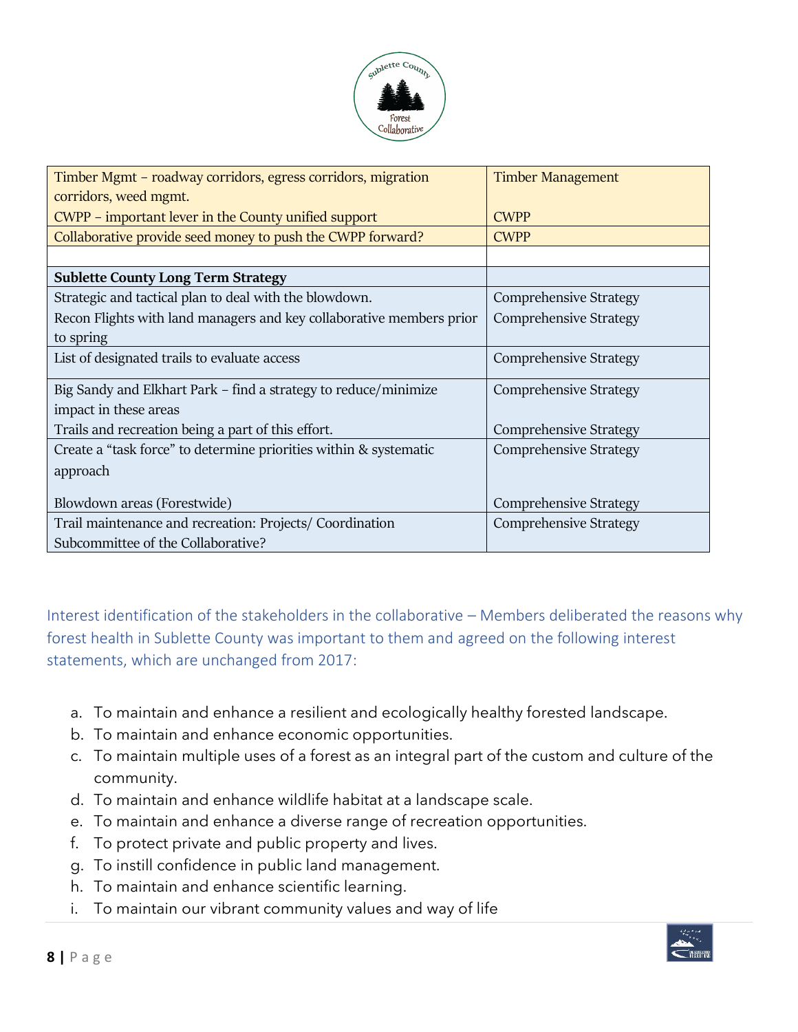| | |
|---|---|
| Timber Mgmt – roadway corridors, egress corridors, migration corridors, weed mgmt.<br>CWPP – important lever in the County unified support | Timber Management<br><br>CWPP |
| Collaborative provide seed money to push the CWPP forward? | CWPP |
| | |
| **Sublette County Long Term Strategy** | |
| Strategic and tactical plan to deal with the blowdown.<br>Recon Flights with land managers and key collaborative members prior to spring | Comprehensive Strategy<br>Comprehensive Strategy |
| List of designated trails to evaluate access | Comprehensive Strategy |
| Big Sandy and Elkhart Park – find a strategy to reduce/minimize impact in these areas<br>Trails and recreation being a part of this effort. | Comprehensive Strategy<br><br>Comprehensive Strategy |
| Create a "task force" to determine priorities within & systematic approach<br><br>Blowdown areas (Forestwide) | Comprehensive Strategy<br><br><br>Comprehensive Strategy |
| Trail maintenance and recreation: Projects/ Coordination Subcommittee of the Collaborative? | Comprehensive Strategy |

Interest identification of the stakeholders in the collaborative – Members deliberated the reasons why forest health in Sublette County was important to them and agreed on the following interest statements, which are unchanged from 2017:

a. To maintain and enhance a resilient and ecologically healthy forested landscape.
b. To maintain and enhance economic opportunities.
c. To maintain multiple uses of a forest as an integral part of the custom and culture of the community.
d. To maintain and enhance wildlife habitat at a landscape scale.
e. To maintain and enhance a diverse range of recreation opportunities.
f. To protect private and public property and lives.
g. To instill confidence in public land management.
h. To maintain and enhance scientific learning.
i. To maintain our vibrant community values and way of life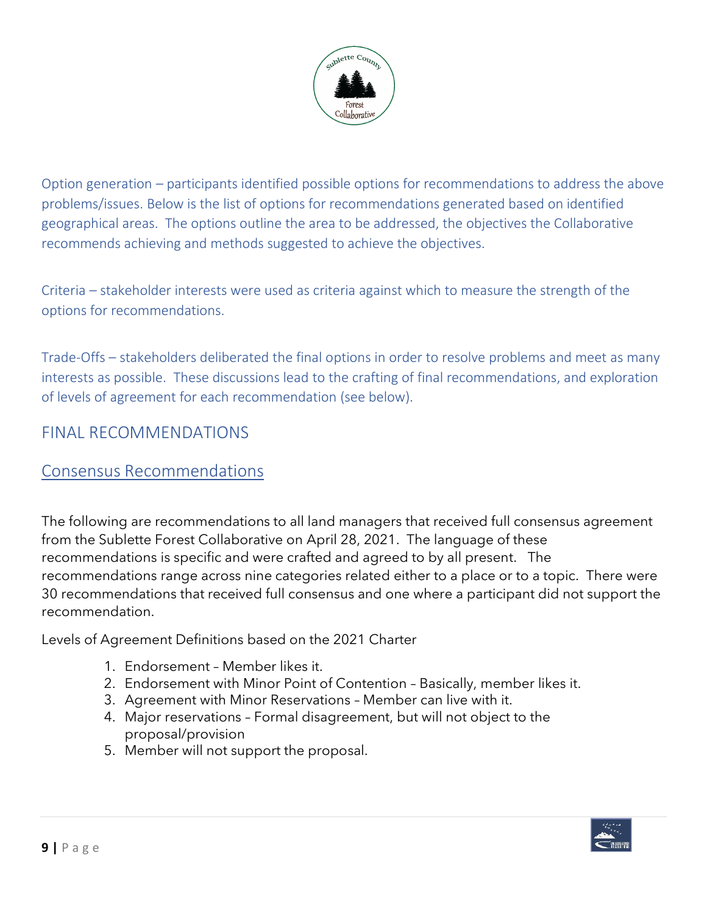Option generation – participants identified possible options for recommendations to address the above problems/issues. Below is the list of options for recommendations generated based on identified geographical areas. The options outline the area to be addressed, the objectives the Collaborative recommends achieving and methods suggested to achieve the objectives.

Criteria – stakeholder interests were used as criteria against which to measure the strength of the options for recommendations.

Trade-Offs – stakeholders deliberated the final options in order to resolve problems and meet as many interests as possible. These discussions lead to the crafting of final recommendations, and exploration of levels of agreement for each recommendation (see below).

## FINAL RECOMMENDATIONS

### Consensus Recommendations

The following are recommendations to all land managers that received full consensus agreement from the Sublette Forest Collaborative on April 28, 2021. The language of these recommendations is specific and were crafted and agreed to by all present. The recommendations range across nine categories related either to a place or to a topic. There were 30 recommendations that received full consensus and one where a participant did not support the recommendation.

Levels of Agreement Definitions based on the 2021 Charter

1. Endorsement – Member likes it.
2. Endorsement with Minor Point of Contention – Basically, member likes it.
3. Agreement with Minor Reservations – Member can live with it.
4. Major reservations – Formal disagreement, but will not object to the proposal/provision
5. Member will not support the proposal.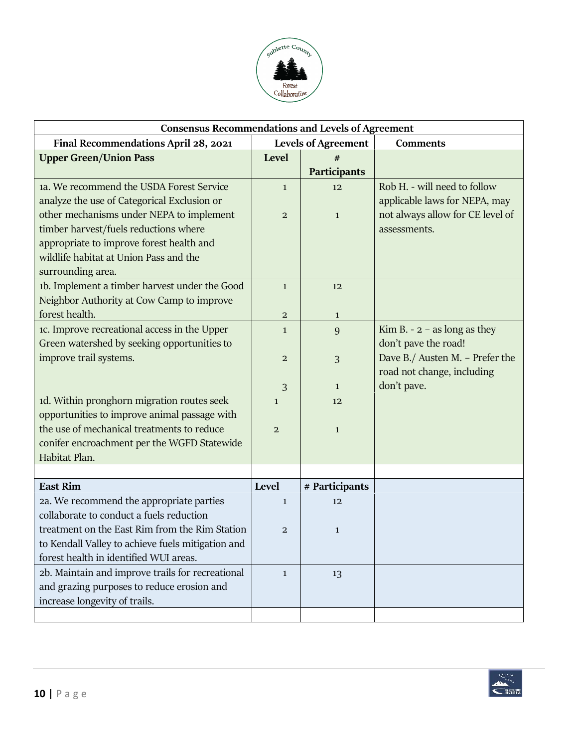| Consensus Recommendations and Levels of Agreement | | | |
|---|---|---|---|
| **Final Recommendations April 28, 2021** | **Levels of Agreement** | | **Comments** |
| **Upper Green/Union Pass** | **Level** | **# Participants** | |
| 1a. We recommend the USDA Forest Service analyze the use of Categorical Exclusion or other mechanisms under NEPA to implement timber harvest/fuels reductions where appropriate to improve forest health and wildlife habitat at Union Pass and the surrounding area. | 1<br>2 | 12<br>1 | Rob H. - will need to follow applicable laws for NEPA, may not always allow for CE level of assessments. |
| 1b. Implement a timber harvest under the Good Neighbor Authority at Cow Camp to improve forest health. | 1<br>2 | 12<br>1 | |
| 1c. Improve recreational access in the Upper Green watershed by seeking opportunities to improve trail systems. | 1<br>2<br>3 | 9<br>3<br>1 | Kim B. - 2 – as long as they don't pave the road!<br>Dave B./ Austen M. – Prefer the road not change, including don't pave. |
| 1d. Within pronghorn migration routes seek opportunities to improve animal passage with the use of mechanical treatments to reduce conifer encroachment per the WGFD Statewide Habitat Plan. | 1<br>2 | 12<br>1 | |
| | | | |
| **East Rim** | **Level** | **# Participants** | |
| 2a. We recommend the appropriate parties collaborate to conduct a fuels reduction treatment on the East Rim from the Rim Station to Kendall Valley to achieve fuels mitigation and forest health in identified WUI areas. | 1<br>2 | 12<br>1 | |
| 2b. Maintain and improve trails for recreational and grazing purposes to reduce erosion and increase longevity of trails. | 1 | 13 | |
| | | | |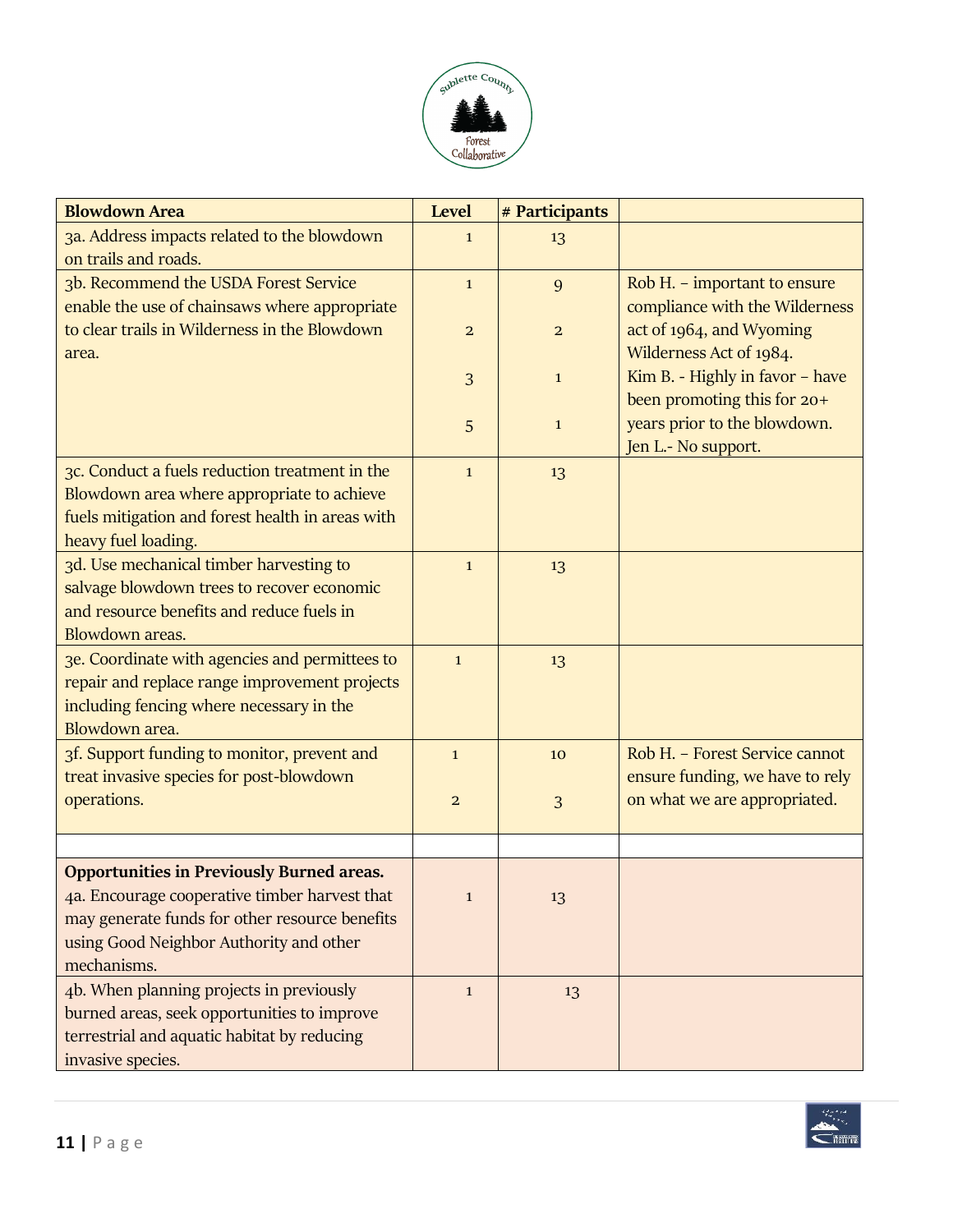| Blowdown Area | Level | # Participants | |
|---|---|---|---|
| 3a. Address impacts related to the blowdown on trails and roads. | 1 | 13 | |
| 3b. Recommend the USDA Forest Service enable the use of chainsaws where appropriate to clear trails in Wilderness in the Blowdown area. | 1<br><br>2<br><br>3<br><br>5 | 9<br><br>2<br><br>1<br><br>1 | Rob H. – important to ensure compliance with the Wilderness act of 1964, and Wyoming Wilderness Act of 1984.<br>Kim B. - Highly in favor – have been promoting this for 20+ years prior to the blowdown.<br>Jen L.- No support. |
| 3c. Conduct a fuels reduction treatment in the Blowdown area where appropriate to achieve fuels mitigation and forest health in areas with heavy fuel loading. | 1 | 13 | |
| 3d. Use mechanical timber harvesting to salvage blowdown trees to recover economic and resource benefits and reduce fuels in Blowdown areas. | 1 | 13 | |
| 3e. Coordinate with agencies and permittees to repair and replace range improvement projects including fencing where necessary in the Blowdown area. | 1 | 13 | |
| 3f. Support funding to monitor, prevent and treat invasive species for post-blowdown operations. | 1<br><br>2 | 10<br><br>3 | Rob H. – Forest Service cannot ensure funding, we have to rely on what we are appropriated. |
| | | | |
| **Opportunities in Previously Burned areas.**<br>4a. Encourage cooperative timber harvest that may generate funds for other resource benefits using Good Neighbor Authority and other mechanisms. | 1 | 13 | |
| 4b. When planning projects in previously burned areas, seek opportunities to improve terrestrial and aquatic habitat by reducing invasive species. | 1 | 13 | |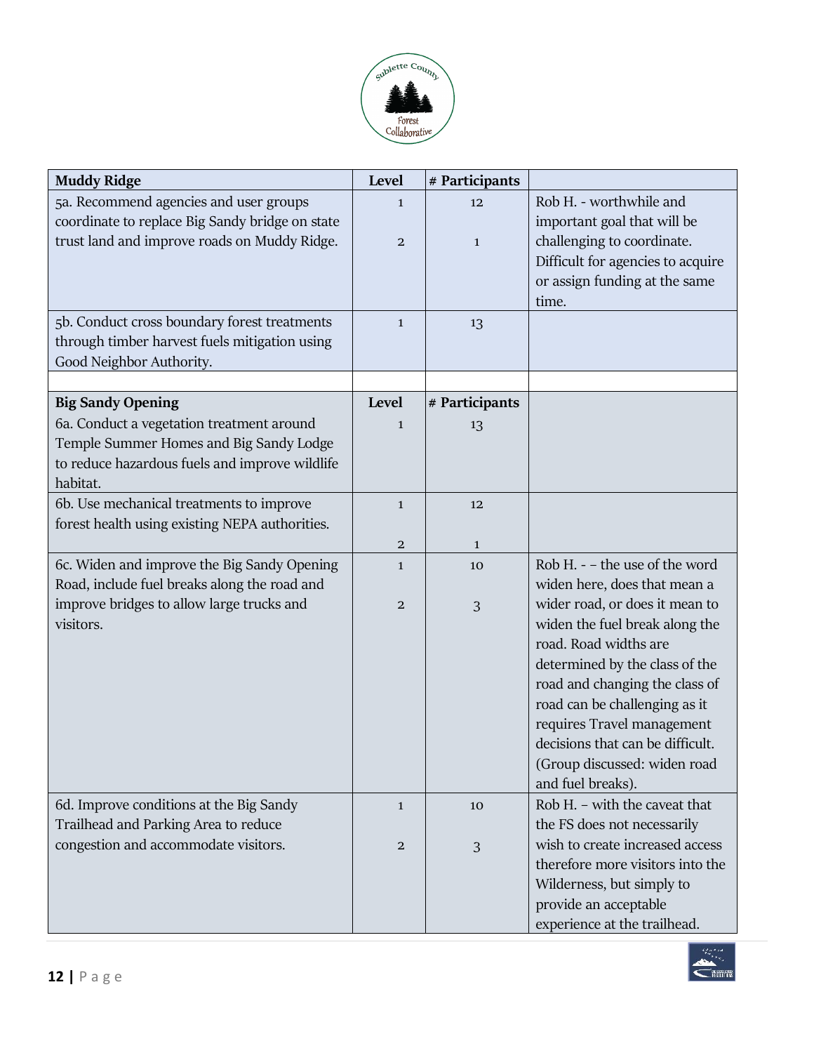| Muddy Ridge | Level | # Participants | |
|---|---|---|---|
| 5a. Recommend agencies and user groups coordinate to replace Big Sandy bridge on state trust land and improve roads on Muddy Ridge. | 1<br><br>2 | 12<br><br>1 | Rob H. - worthwhile and important goal that will be challenging to coordinate. Difficult for agencies to acquire or assign funding at the same time. |
| 5b. Conduct cross boundary forest treatments through timber harvest fuels mitigation using Good Neighbor Authority. | 1 | 13 | |
| | | | |
| **Big Sandy Opening** | **Level** | **# Participants** | |
| 6a. Conduct a vegetation treatment around Temple Summer Homes and Big Sandy Lodge to reduce hazardous fuels and improve wildlife habitat. | 1 | 13 | |
| 6b. Use mechanical treatments to improve forest health using existing NEPA authorities. | 1<br><br>2 | 12<br><br>1 | |
| 6c. Widen and improve the Big Sandy Opening Road, include fuel breaks along the road and improve bridges to allow large trucks and visitors. | 1<br><br>2 | 10<br><br>3 | Rob H. - – the use of the word widen here, does that mean a wider road, or does it mean to widen the fuel break along the road. Road widths are determined by the class of the road and changing the class of road can be challenging as it requires Travel management decisions that can be difficult. (Group discussed: widen road and fuel breaks). |
| 6d. Improve conditions at the Big Sandy Trailhead and Parking Area to reduce congestion and accommodate visitors. | 1<br><br>2 | 10<br><br>3 | Rob H. – with the caveat that the FS does not necessarily wish to create increased access therefore more visitors into the Wilderness, but simply to provide an acceptable experience at the trailhead. |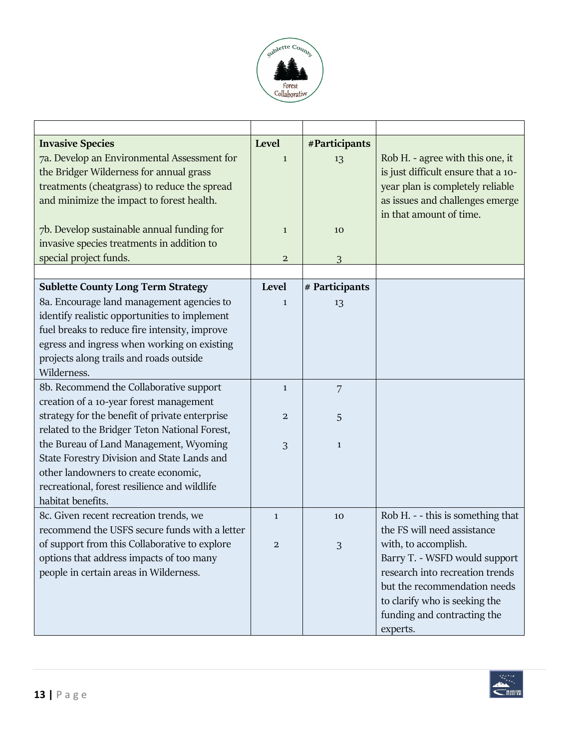| | | | |
|---|---|---|---|
| **Invasive Species** | **Level** | **#Participants** | |
| 7a. Develop an Environmental Assessment for the Bridger Wilderness for annual grass treatments (cheatgrass) to reduce the spread and minimize the impact to forest health. | 1 | 13 | Rob H. - agree with this one, it is just difficult ensure that a 10-year plan is completely reliable as issues and challenges emerge in that amount of time. |
| 7b. Develop sustainable annual funding for invasive species treatments in addition to special project funds. | 1<br><br>2 | 10<br><br>3 | |
| | | | |
| **Sublette County Long Term Strategy** | **Level** | **# Participants** | |
| 8a. Encourage land management agencies to identify realistic opportunities to implement fuel breaks to reduce fire intensity, improve egress and ingress when working on existing projects along trails and roads outside Wilderness. | 1 | 13 | |
| 8b. Recommend the Collaborative support creation of a 10-year forest management strategy for the benefit of private enterprise related to the Bridger Teton National Forest, the Bureau of Land Management, Wyoming State Forestry Division and State Lands and other landowners to create economic, recreational, forest resilience and wildlife habitat benefits. | 1<br><br>2<br><br>3 | 7<br><br>5<br><br>1 | |
| 8c. Given recent recreation trends, we recommend the USFS secure funds with a letter of support from this Collaborative to explore options that address impacts of too many people in certain areas in Wilderness. | 1<br><br>2 | 10<br><br>3 | Rob H. - - this is something that the FS will need assistance with, to accomplish.<br>Barry T. - WSFD would support research into recreation trends but the recommendation needs to clarify who is seeking the funding and contracting the experts. |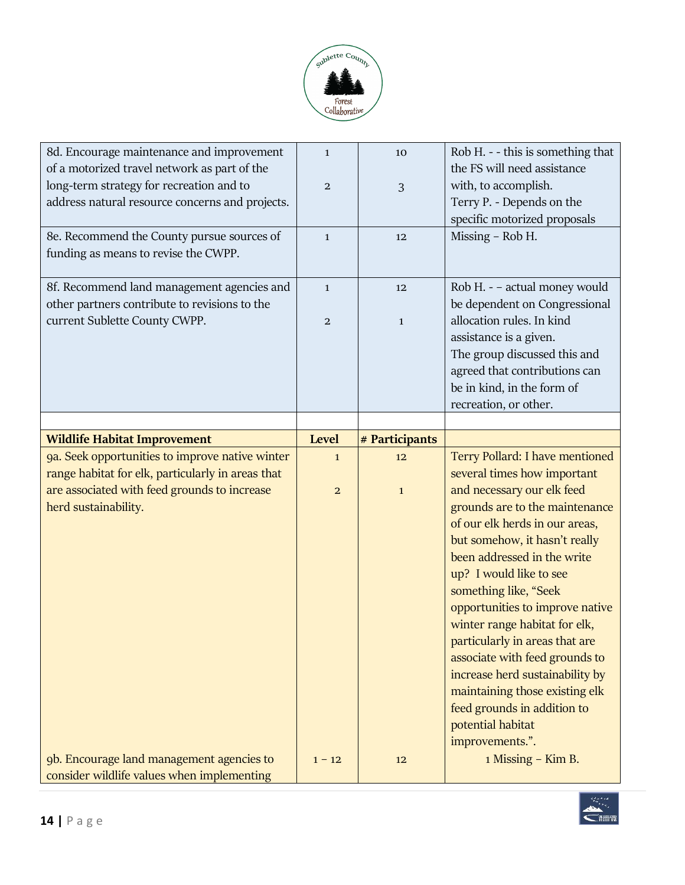| | | | |
|---|---|---|---|
| 8d. Encourage maintenance and improvement of a motorized travel network as part of the long-term strategy for recreation and to address natural resource concerns and projects. | 1<br><br>2 | 10<br><br>3 | Rob H. - - this is something that the FS will need assistance with, to accomplish.<br>Terry P. - Depends on the specific motorized proposals |
| 8e. Recommend the County pursue sources of funding as means to revise the CWPP. | 1 | 12 | Missing – Rob H. |
| 8f. Recommend land management agencies and other partners contribute to revisions to the current Sublette County CWPP. | 1<br><br>2 | 12<br><br>1 | Rob H. - – actual money would be dependent on Congressional allocation rules. In kind assistance is a given.<br>The group discussed this and agreed that contributions can be in kind, in the form of recreation, or other. |
| | | | |
| **Wildlife Habitat Improvement** | **Level** | **# Participants** | |
| 9a. Seek opportunities to improve native winter range habitat for elk, particularly in areas that are associated with feed grounds to increase herd sustainability. | 1<br><br>2 | 12<br><br>1 | Terry Pollard: I have mentioned several times how important and necessary our elk feed grounds are to the maintenance of our elk herds in our areas, but somehow, it hasn't really been addressed in the write up? I would like to see something like, "Seek opportunities to improve native winter range habitat for elk, particularly in areas that are associate with feed grounds to increase herd sustainability by maintaining those existing elk feed grounds in addition to potential habitat improvements.". |
| 9b. Encourage land management agencies to consider wildlife values when implementing | 1 – 12 | 12 | 1 Missing – Kim B. |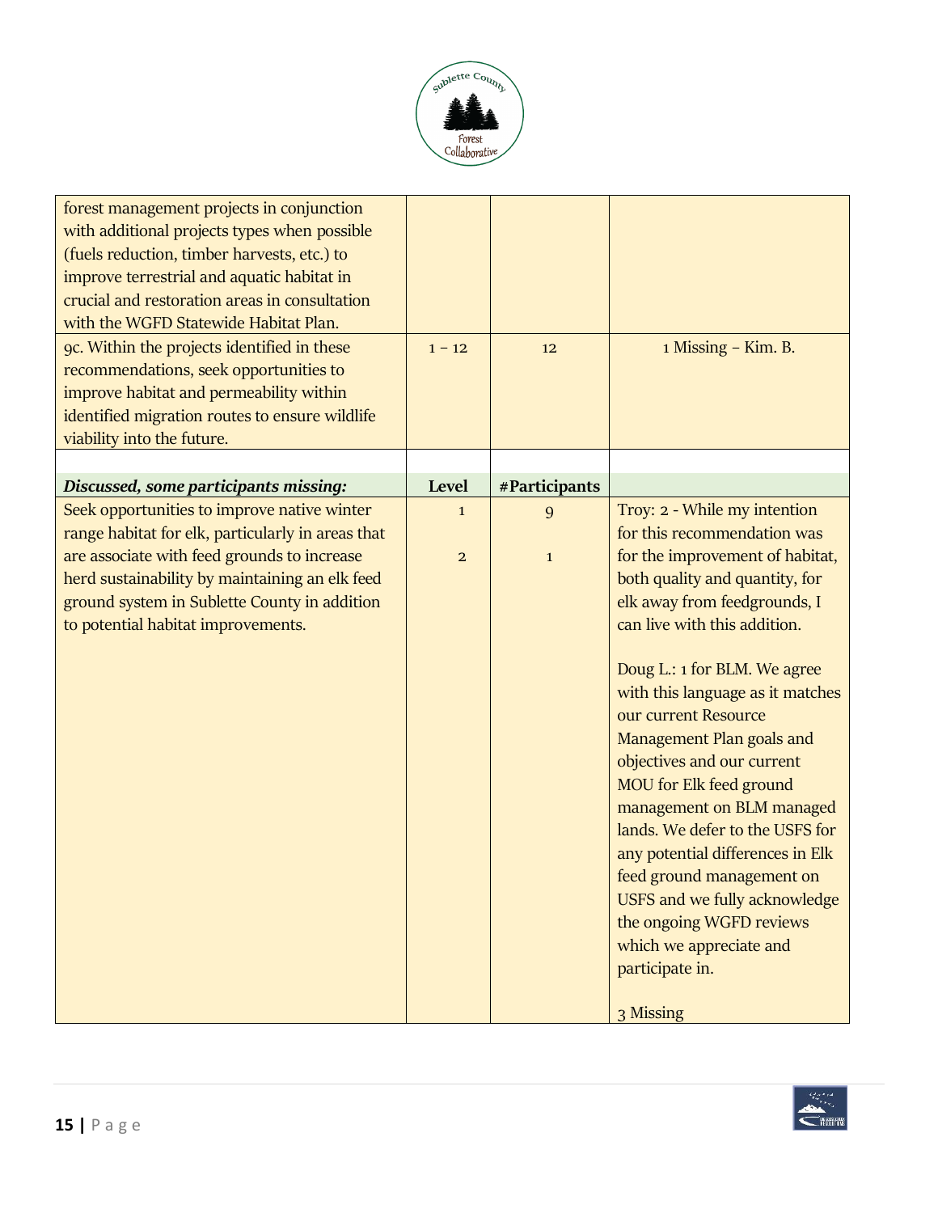| | | | |
|---|---|---|---|
| forest management projects in conjunction with additional projects types when possible (fuels reduction, timber harvests, etc.) to improve terrestrial and aquatic habitat in crucial and restoration areas in consultation with the WGFD Statewide Habitat Plan. | | | |
| 9c. Within the projects identified in these recommendations, seek opportunities to improve habitat and permeability within identified migration routes to ensure wildlife viability into the future. | 1 – 12 | 12 | 1 Missing – Kim. B. |
| | | | |
| ***Discussed, some participants missing:*** | **Level** | **#Participants** | |
| Seek opportunities to improve native winter range habitat for elk, particularly in areas that are associate with feed grounds to increase herd sustainability by maintaining an elk feed ground system in Sublette County in addition to potential habitat improvements. | 1<br><br>2 | 9<br><br>1 | Troy: 2 - While my intention for this recommendation was for the improvement of habitat, both quality and quantity, for elk away from feedgrounds, I can live with this addition.<br><br>Doug L.: 1 for BLM. We agree with this language as it matches our current Resource Management Plan goals and objectives and our current MOU for Elk feed ground management on BLM managed lands. We defer to the USFS for any potential differences in Elk feed ground management on USFS and we fully acknowledge the ongoing WGFD reviews which we appreciate and participate in.<br><br>3 Missing |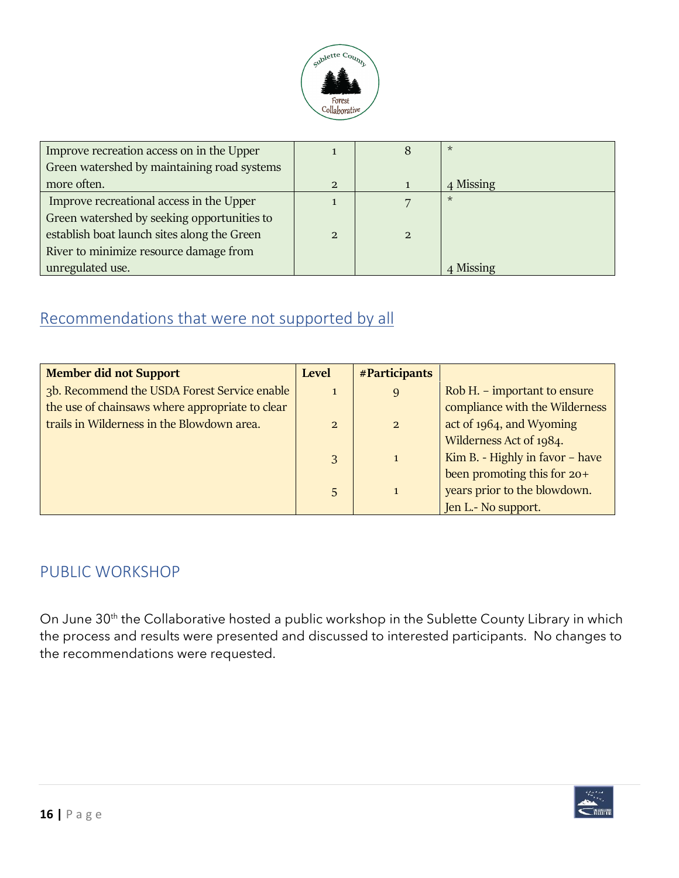| | | | |
|---|---|---|---|
| Improve recreation access on in the Upper Green watershed by maintaining road systems more often. | 1<br>2 | 8<br>1 | *<br>4 Missing |
| Improve recreational access in the Upper Green watershed by seeking opportunities to establish boat launch sites along the Green River to minimize resource damage from unregulated use. | 1<br>2 | 7<br>2 | *<br>4 Missing |

## Recommendations that were not supported by all

| Member did not Support | Level | #Participants | |
|---|---|---|---|
| 3b. Recommend the USDA Forest Service enable the use of chainsaws where appropriate to clear trails in Wilderness in the Blowdown area. | 1<br>2<br>3<br>5 | 9<br>2<br>1<br>1 | Rob H. – important to ensure compliance with the Wilderness act of 1964, and Wyoming Wilderness Act of 1984.<br>Kim B. - Highly in favor – have been promoting this for 20+ years prior to the blowdown.<br>Jen L.- No support. |

## PUBLIC WORKSHOP

On June 30th the Collaborative hosted a public workshop in the Sublette County Library in which the process and results were presented and discussed to interested participants. No changes to the recommendations were requested.